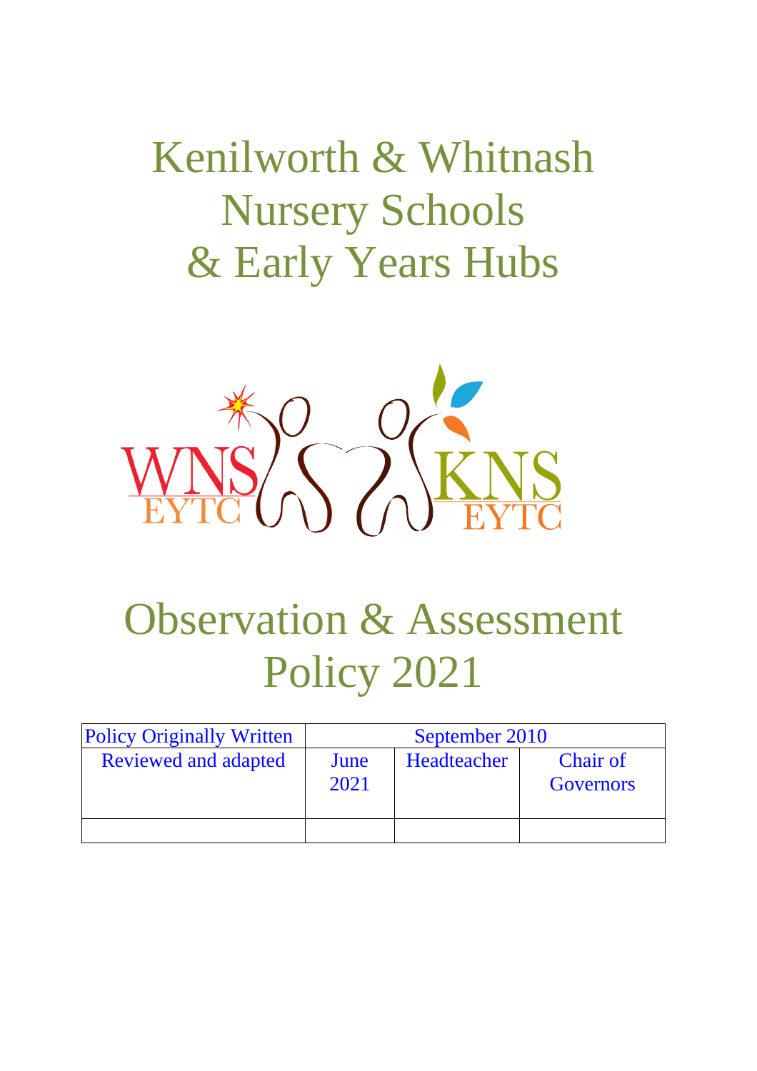# Kenilworth & Whitnash Nursery Schools & Early Years Hubs

WNS EYTC KNS EYTC

# Observation & Assessment Policy 2021

| Policy Originally Written | September 2010 | | |
|---|---|---|---|
| Reviewed and adapted | June 2021 | Headteacher | Chair of Governors |
| | | | |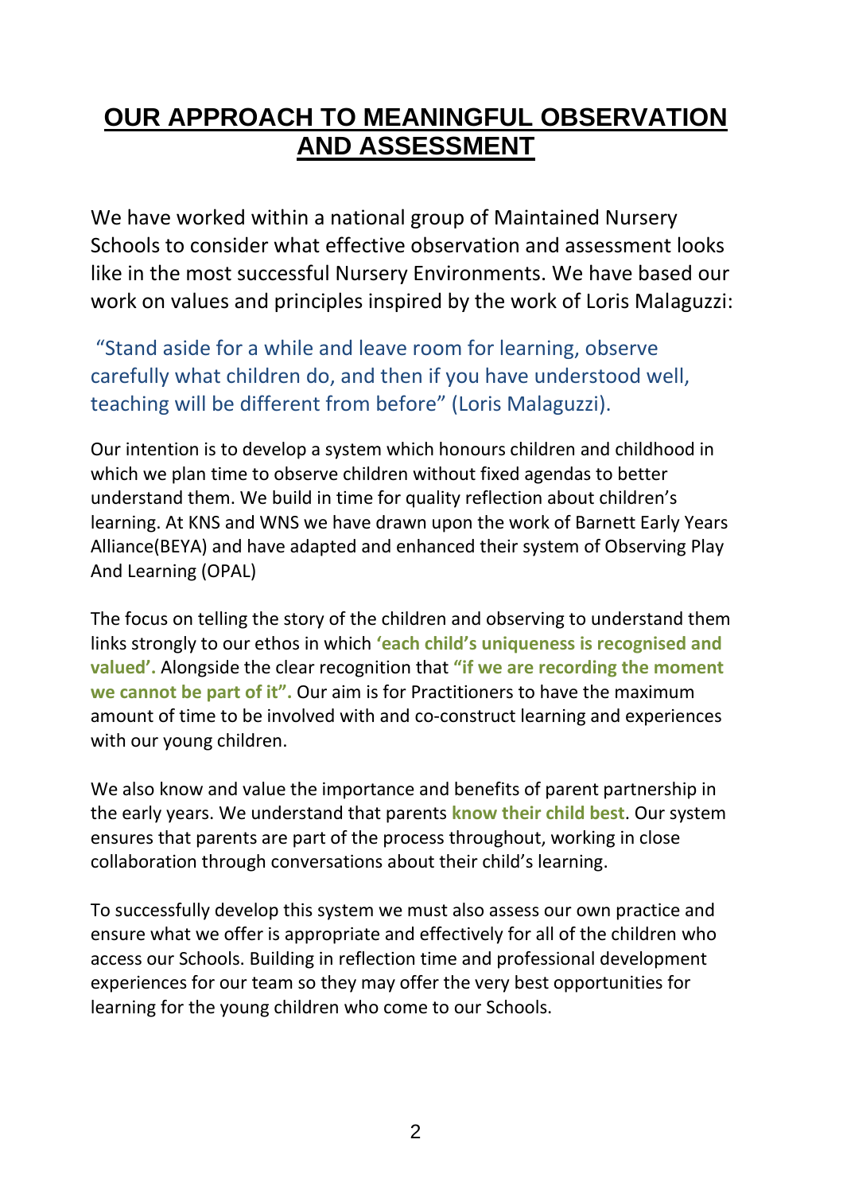# OUR APPROACH TO MEANINGFUL OBSERVATION AND ASSESSMENT

We have worked within a national group of Maintained Nursery Schools to consider what effective observation and assessment looks like in the most successful Nursery Environments. We have based our work on values and principles inspired by the work of Loris Malaguzzi:

"Stand aside for a while and leave room for learning, observe carefully what children do, and then if you have understood well, teaching will be different from before" (Loris Malaguzzi).

Our intention is to develop a system which honours children and childhood in which we plan time to observe children without fixed agendas to better understand them. We build in time for quality reflection about children's learning. At KNS and WNS we have drawn upon the work of Barnett Early Years Alliance(BEYA) and have adapted and enhanced their system of Observing Play And Learning (OPAL)

The focus on telling the story of the children and observing to understand them links strongly to our ethos in which **'each child's uniqueness is recognised and valued'.** Alongside the clear recognition that **"if we are recording the moment we cannot be part of it".** Our aim is for Practitioners to have the maximum amount of time to be involved with and co-construct learning and experiences with our young children.

We also know and value the importance and benefits of parent partnership in the early years. We understand that parents **know their child best**. Our system ensures that parents are part of the process throughout, working in close collaboration through conversations about their child's learning.

To successfully develop this system we must also assess our own practice and ensure what we offer is appropriate and effectively for all of the children who access our Schools. Building in reflection time and professional development experiences for our team so they may offer the very best opportunities for learning for the young children who come to our Schools.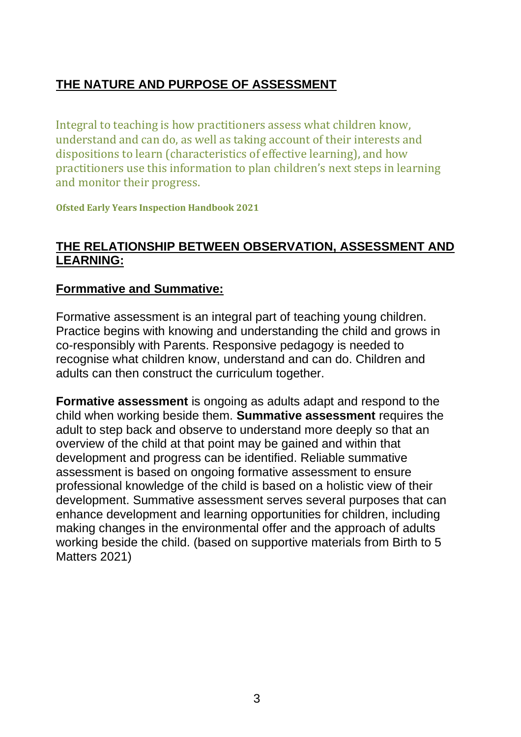## THE NATURE AND PURPOSE OF ASSESSMENT

Integral to teaching is how practitioners assess what children know, understand and can do, as well as taking account of their interests and dispositions to learn (characteristics of effective learning), and how practitioners use this information to plan children's next steps in learning and monitor their progress.

**Ofsted Early Years Inspection Handbook 2021**

## THE RELATIONSHIP BETWEEN OBSERVATION, ASSESSMENT AND LEARNING:

### Formmative and Summative:

Formative assessment is an integral part of teaching young children. Practice begins with knowing and understanding the child and grows in co-responsibly with Parents. Responsive pedagogy is needed to recognise what children know, understand and can do. Children and adults can then construct the curriculum together.

**Formative assessment** is ongoing as adults adapt and respond to the child when working beside them. **Summative assessment** requires the adult to step back and observe to understand more deeply so that an overview of the child at that point may be gained and within that development and progress can be identified. Reliable summative assessment is based on ongoing formative assessment to ensure professional knowledge of the child is based on a holistic view of their development. Summative assessment serves several purposes that can enhance development and learning opportunities for children, including making changes in the environmental offer and the approach of adults working beside the child. (based on supportive materials from Birth to 5 Matters 2021)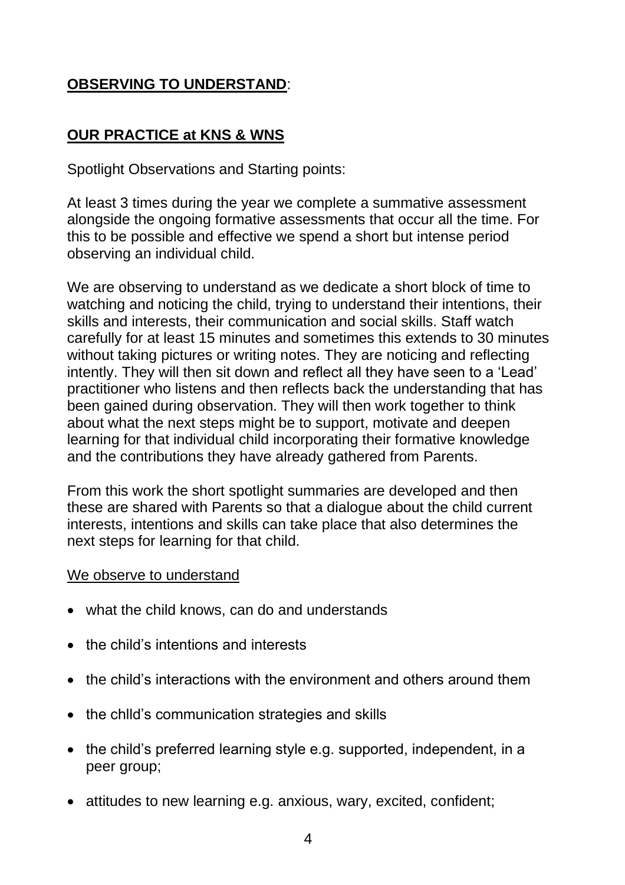## **OBSERVING TO UNDERSTAND**:

## **OUR PRACTICE at KNS & WNS**

Spotlight Observations and Starting points:

At least 3 times during the year we complete a summative assessment alongside the ongoing formative assessments that occur all the time. For this to be possible and effective we spend a short but intense period observing an individual child.

We are observing to understand as we dedicate a short block of time to watching and noticing the child, trying to understand their intentions, their skills and interests, their communication and social skills. Staff watch carefully for at least 15 minutes and sometimes this extends to 30 minutes without taking pictures or writing notes. They are noticing and reflecting intently. They will then sit down and reflect all they have seen to a 'Lead' practitioner who listens and then reflects back the understanding that has been gained during observation. They will then work together to think about what the next steps might be to support, motivate and deepen learning for that individual child incorporating their formative knowledge and the contributions they have already gathered from Parents.

From this work the short spotlight summaries are developed and then these are shared with Parents so that a dialogue about the child current interests, intentions and skills can take place that also determines the next steps for learning for that child.

<u>We observe to understand</u>

- what the child knows, can do and understands
- the child's intentions and interests
- the child's interactions with the environment and others around them
- the chlld's communication strategies and skills
- the child's preferred learning style e.g. supported, independent, in a peer group;
- attitudes to new learning e.g. anxious, wary, excited, confident;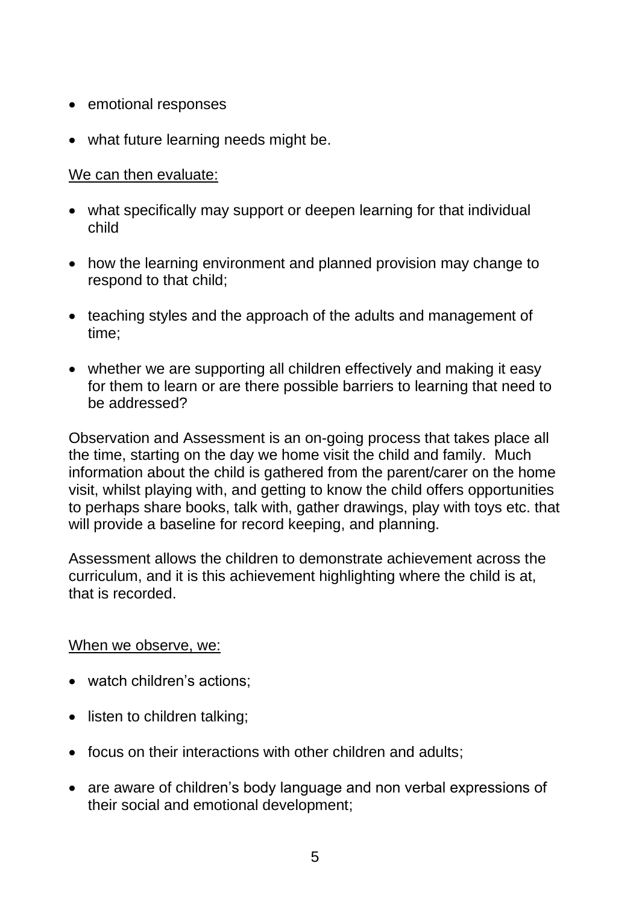- emotional responses
- what future learning needs might be.

<u>We can then evaluate:</u>

- what specifically may support or deepen learning for that individual child
- how the learning environment and planned provision may change to respond to that child;
- teaching styles and the approach of the adults and management of time;
- whether we are supporting all children effectively and making it easy for them to learn or are there possible barriers to learning that need to be addressed?

Observation and Assessment is an on-going process that takes place all the time, starting on the day we home visit the child and family. Much information about the child is gathered from the parent/carer on the home visit, whilst playing with, and getting to know the child offers opportunities to perhaps share books, talk with, gather drawings, play with toys etc. that will provide a baseline for record keeping, and planning.

Assessment allows the children to demonstrate achievement across the curriculum, and it is this achievement highlighting where the child is at, that is recorded.

<u>When we observe, we:</u>

- watch children's actions;
- listen to children talking;
- focus on their interactions with other children and adults;
- are aware of children's body language and non verbal expressions of their social and emotional development;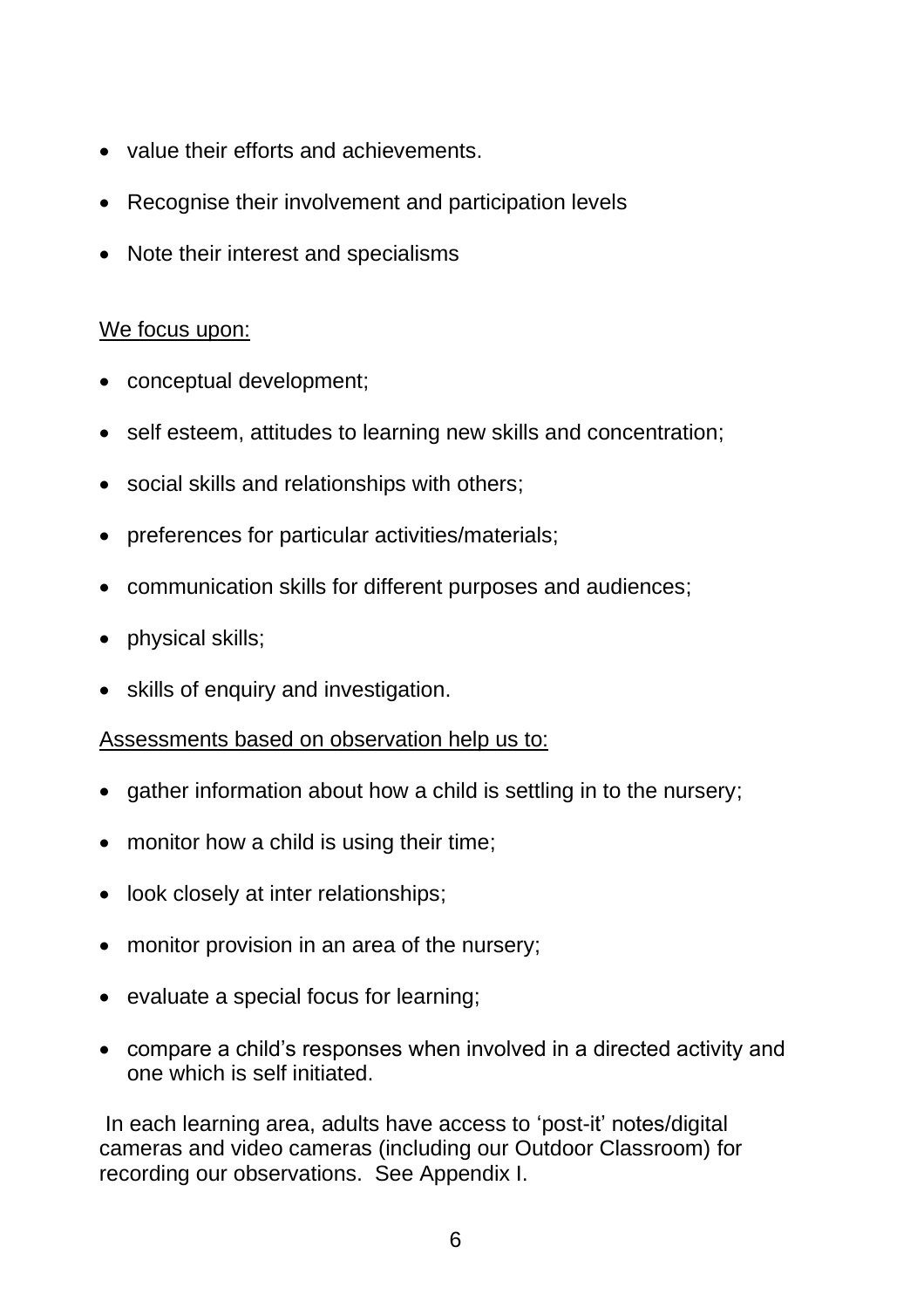- value their efforts and achievements.
- Recognise their involvement and participation levels
- Note their interest and specialisms

<u>We focus upon:</u>

- conceptual development;
- self esteem, attitudes to learning new skills and concentration;
- social skills and relationships with others;
- preferences for particular activities/materials;
- communication skills for different purposes and audiences;
- physical skills;
- skills of enquiry and investigation.

<u>Assessments based on observation help us to:</u>

- gather information about how a child is settling in to the nursery;
- monitor how a child is using their time;
- look closely at inter relationships;
- monitor provision in an area of the nursery;
- evaluate a special focus for learning;
- compare a child's responses when involved in a directed activity and one which is self initiated.

In each learning area, adults have access to 'post-it' notes/digital cameras and video cameras (including our Outdoor Classroom) for recording our observations. See Appendix I.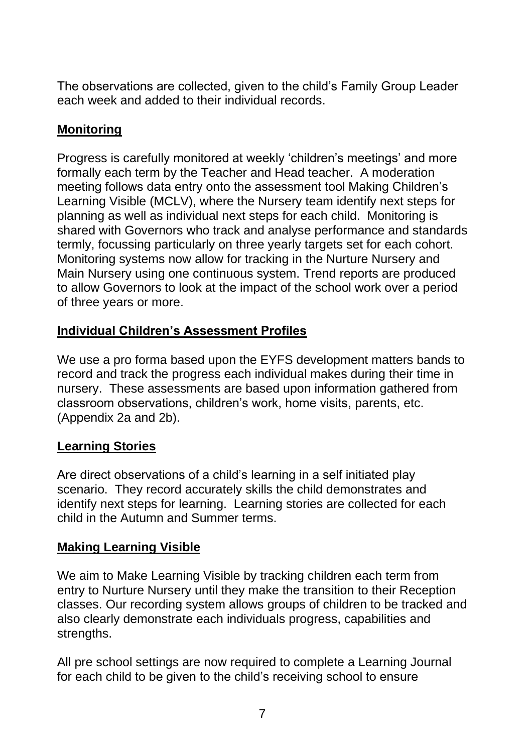The observations are collected, given to the child's Family Group Leader each week and added to their individual records.

## Monitoring

Progress is carefully monitored at weekly 'children's meetings' and more formally each term by the Teacher and Head teacher. A moderation meeting follows data entry onto the assessment tool Making Children's Learning Visible (MCLV), where the Nursery team identify next steps for planning as well as individual next steps for each child. Monitoring is shared with Governors who track and analyse performance and standards termly, focussing particularly on three yearly targets set for each cohort. Monitoring systems now allow for tracking in the Nurture Nursery and Main Nursery using one continuous system. Trend reports are produced to allow Governors to look at the impact of the school work over a period of three years or more.

## Individual Children's Assessment Profiles

We use a pro forma based upon the EYFS development matters bands to record and track the progress each individual makes during their time in nursery. These assessments are based upon information gathered from classroom observations, children's work, home visits, parents, etc. (Appendix 2a and 2b).

## Learning Stories

Are direct observations of a child's learning in a self initiated play scenario. They record accurately skills the child demonstrates and identify next steps for learning. Learning stories are collected for each child in the Autumn and Summer terms.

## Making Learning Visible

We aim to Make Learning Visible by tracking children each term from entry to Nurture Nursery until they make the transition to their Reception classes. Our recording system allows groups of children to be tracked and also clearly demonstrate each individuals progress, capabilities and strengths.

All pre school settings are now required to complete a Learning Journal for each child to be given to the child's receiving school to ensure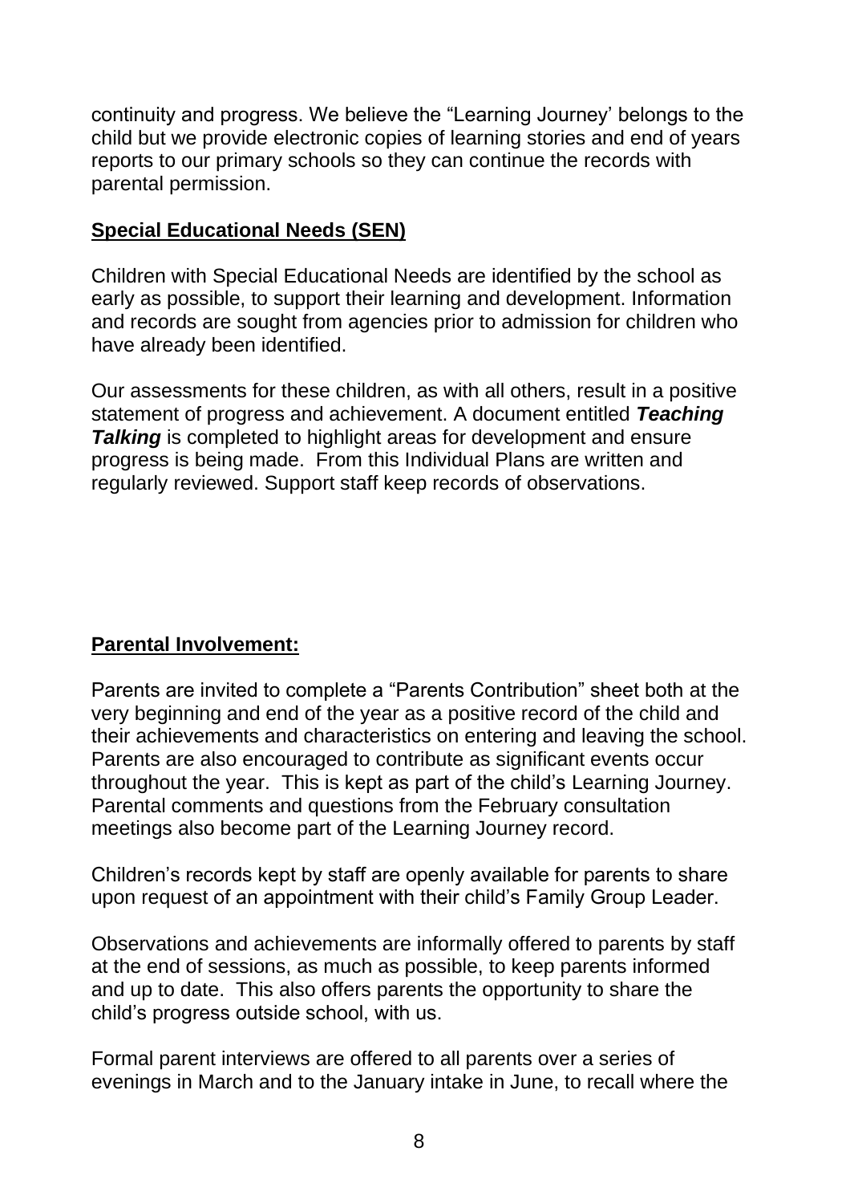continuity and progress. We believe the "Learning Journey' belongs to the child but we provide electronic copies of learning stories and end of years reports to our primary schools so they can continue the records with parental permission.

## Special Educational Needs (SEN)

Children with Special Educational Needs are identified by the school as early as possible, to support their learning and development. Information and records are sought from agencies prior to admission for children who have already been identified.

Our assessments for these children, as with all others, result in a positive statement of progress and achievement. A document entitled ***Teaching Talking*** is completed to highlight areas for development and ensure progress is being made. From this Individual Plans are written and regularly reviewed. Support staff keep records of observations.

## Parental Involvement:

Parents are invited to complete a "Parents Contribution" sheet both at the very beginning and end of the year as a positive record of the child and their achievements and characteristics on entering and leaving the school. Parents are also encouraged to contribute as significant events occur throughout the year. This is kept as part of the child's Learning Journey. Parental comments and questions from the February consultation meetings also become part of the Learning Journey record.

Children's records kept by staff are openly available for parents to share upon request of an appointment with their child's Family Group Leader.

Observations and achievements are informally offered to parents by staff at the end of sessions, as much as possible, to keep parents informed and up to date. This also offers parents the opportunity to share the child's progress outside school, with us.

Formal parent interviews are offered to all parents over a series of evenings in March and to the January intake in June, to recall where the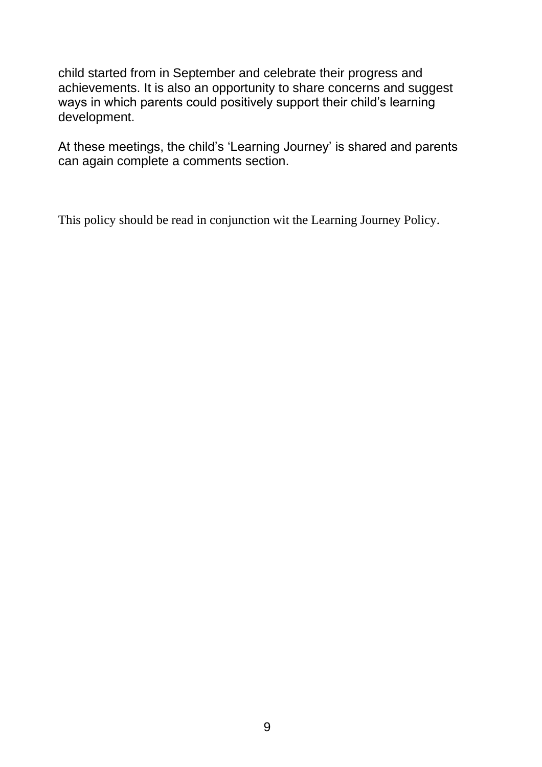child started from in September and celebrate their progress and achievements. It is also an opportunity to share concerns and suggest ways in which parents could positively support their child's learning development.

At these meetings, the child's 'Learning Journey' is shared and parents can again complete a comments section.

This policy should be read in conjunction wit the Learning Journey Policy.